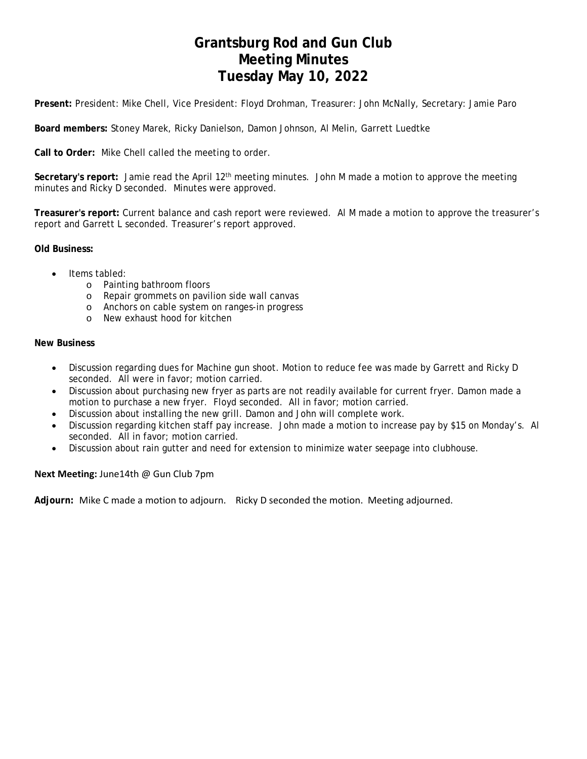# Grantsburg Rod and Gun Club
# Meeting Minutes
# Tuesday May 10, 2022

**Present:** President: Mike Chell, Vice President: Floyd Drohman, Treasurer: John McNally, Secretary: Jamie Paro

**Board members:** Stoney Marek, Ricky Danielson, Damon Johnson, Al Melin, Garrett Luedtke

**Call to Order:** Mike Chell called the meeting to order.

**Secretary's report:** Jamie read the April 12th meeting minutes. John M made a motion to approve the meeting minutes and Ricky D seconded. Minutes were approved.

**Treasurer's report:** Current balance and cash report were reviewed. Al M made a motion to approve the treasurer's report and Garrett L seconded. Treasurer's report approved.

**Old Business:**

- Items tabled:
  - Painting bathroom floors
  - Repair grommets on pavilion side wall canvas
  - Anchors on cable system on ranges-in progress
  - New exhaust hood for kitchen

**New Business**

- Discussion regarding dues for Machine gun shoot. Motion to reduce fee was made by Garrett and Ricky D seconded. All were in favor; motion carried.
- Discussion about purchasing new fryer as parts are not readily available for current fryer. Damon made a motion to purchase a new fryer. Floyd seconded. All in favor; motion carried.
- Discussion about installing the new grill. Damon and John will complete work.
- Discussion regarding kitchen staff pay increase. John made a motion to increase pay by $15 on Monday's. Al seconded. All in favor; motion carried.
- Discussion about rain gutter and need for extension to minimize water seepage into clubhouse.

**Next Meeting:** June14th @ Gun Club 7pm

**Adjourn:** Mike C made a motion to adjourn. Ricky D seconded the motion. Meeting adjourned.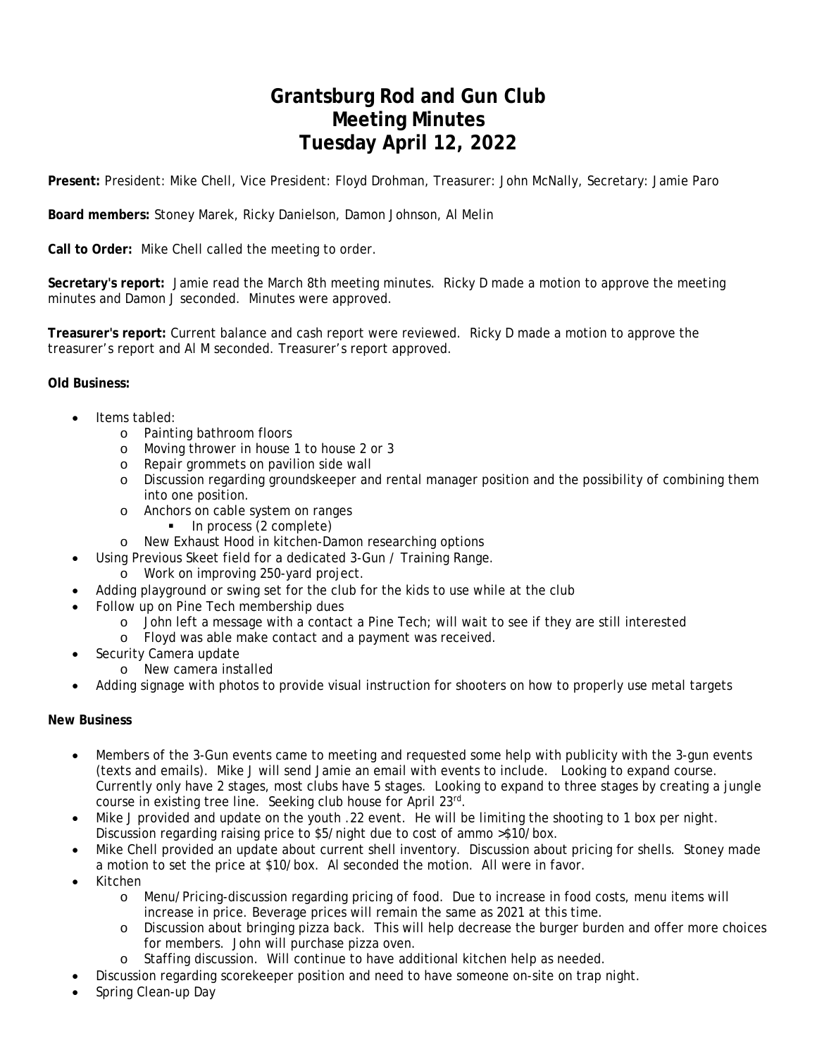# Grantsburg Rod and Gun Club
# Meeting Minutes
# Tuesday April 12, 2022

**Present:** President: Mike Chell, Vice President: Floyd Drohman, Treasurer: John McNally, Secretary: Jamie Paro

**Board members:** Stoney Marek, Ricky Danielson, Damon Johnson, Al Melin

**Call to Order:** Mike Chell called the meeting to order.

**Secretary's report:** Jamie read the March 8th meeting minutes. Ricky D made a motion to approve the meeting minutes and Damon J seconded. Minutes were approved.

**Treasurer's report:** Current balance and cash report were reviewed. Ricky D made a motion to approve the treasurer's report and Al M seconded. Treasurer's report approved.

**Old Business:**

- Items tabled:
  - Painting bathroom floors
  - Moving thrower in house 1 to house 2 or 3
  - Repair grommets on pavilion side wall
  - Discussion regarding groundskeeper and rental manager position and the possibility of combining them into one position.
  - Anchors on cable system on ranges
    - In process (2 complete)
  - New Exhaust Hood in kitchen-Damon researching options
- Using Previous Skeet field for a dedicated 3-Gun / Training Range.
  - Work on improving 250-yard project.
- Adding playground or swing set for the club for the kids to use while at the club
- Follow up on Pine Tech membership dues
  - John left a message with a contact a Pine Tech; will wait to see if they are still interested
  - Floyd was able make contact and a payment was received.
- Security Camera update
  - New camera installed
- Adding signage with photos to provide visual instruction for shooters on how to properly use metal targets

**New Business**

- Members of the 3-Gun events came to meeting and requested some help with publicity with the 3-gun events (texts and emails). Mike J will send Jamie an email with events to include. Looking to expand course. Currently only have 2 stages, most clubs have 5 stages. Looking to expand to three stages by creating a jungle course in existing tree line. Seeking club house for April 23rd.
- Mike J provided and update on the youth .22 event. He will be limiting the shooting to 1 box per night. Discussion regarding raising price to $5/night due to cost of ammo >$10/box.
- Mike Chell provided an update about current shell inventory. Discussion about pricing for shells. Stoney made a motion to set the price at $10/box. Al seconded the motion. All were in favor.
- Kitchen
  - Menu/Pricing-discussion regarding pricing of food. Due to increase in food costs, menu items will increase in price. Beverage prices will remain the same as 2021 at this time.
  - Discussion about bringing pizza back. This will help decrease the burger burden and offer more choices for members. John will purchase pizza oven.
  - Staffing discussion. Will continue to have additional kitchen help as needed.
- Discussion regarding scorekeeper position and need to have someone on-site on trap night.
- Spring Clean-up Day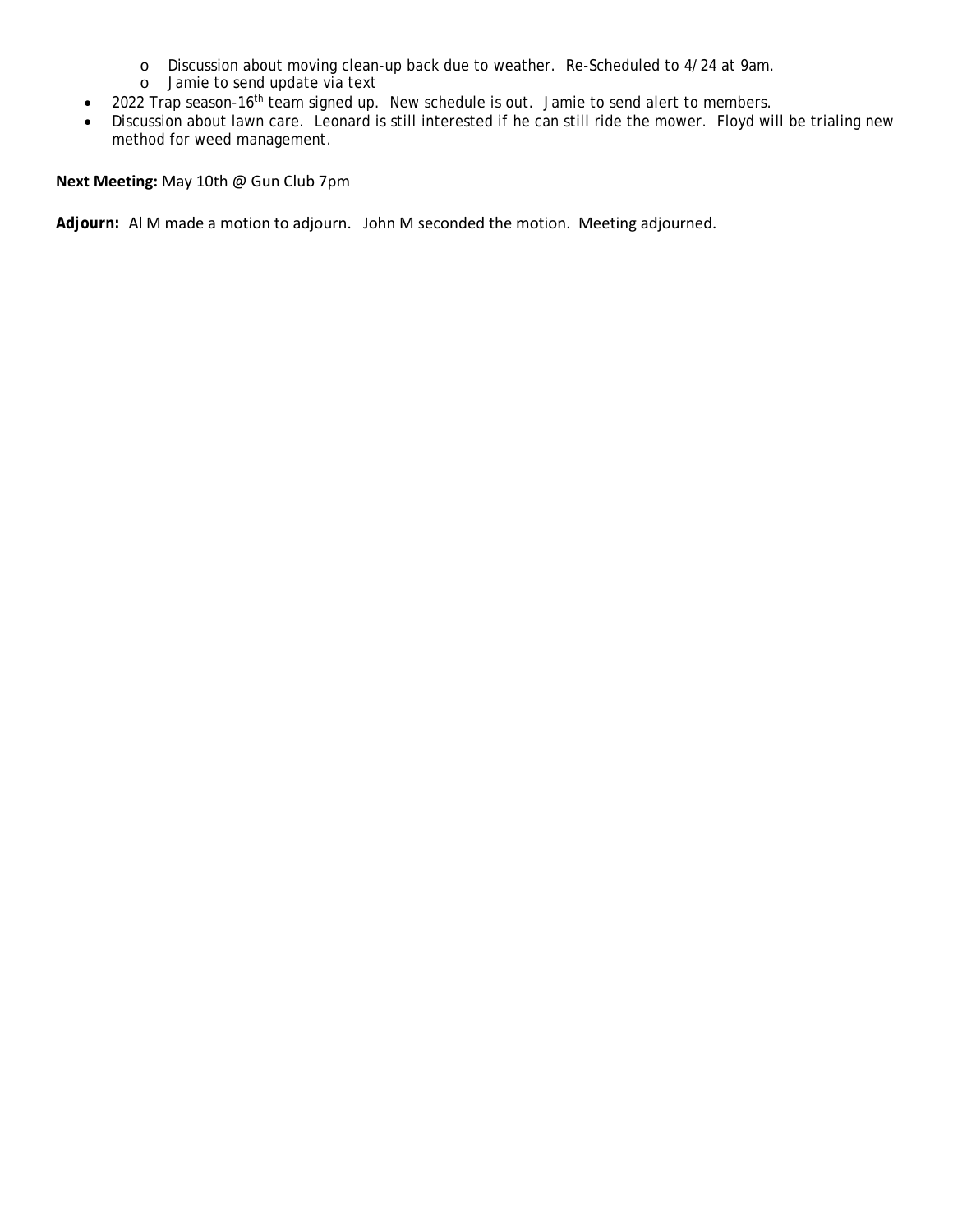- Discussion about moving clean-up back due to weather.  Re-Scheduled to 4/24 at 9am.
  - Jamie to send update via text
- 2022 Trap season-16th team signed up.  New schedule is out.  Jamie to send alert to members.
- Discussion about lawn care.  Leonard is still interested if he can still ride the mower.  Floyd will be trialing new method for weed management.

**Next Meeting:** May 10th @ Gun Club 7pm

**Adjourn:** Al M made a motion to adjourn.  John M seconded the motion.  Meeting adjourned.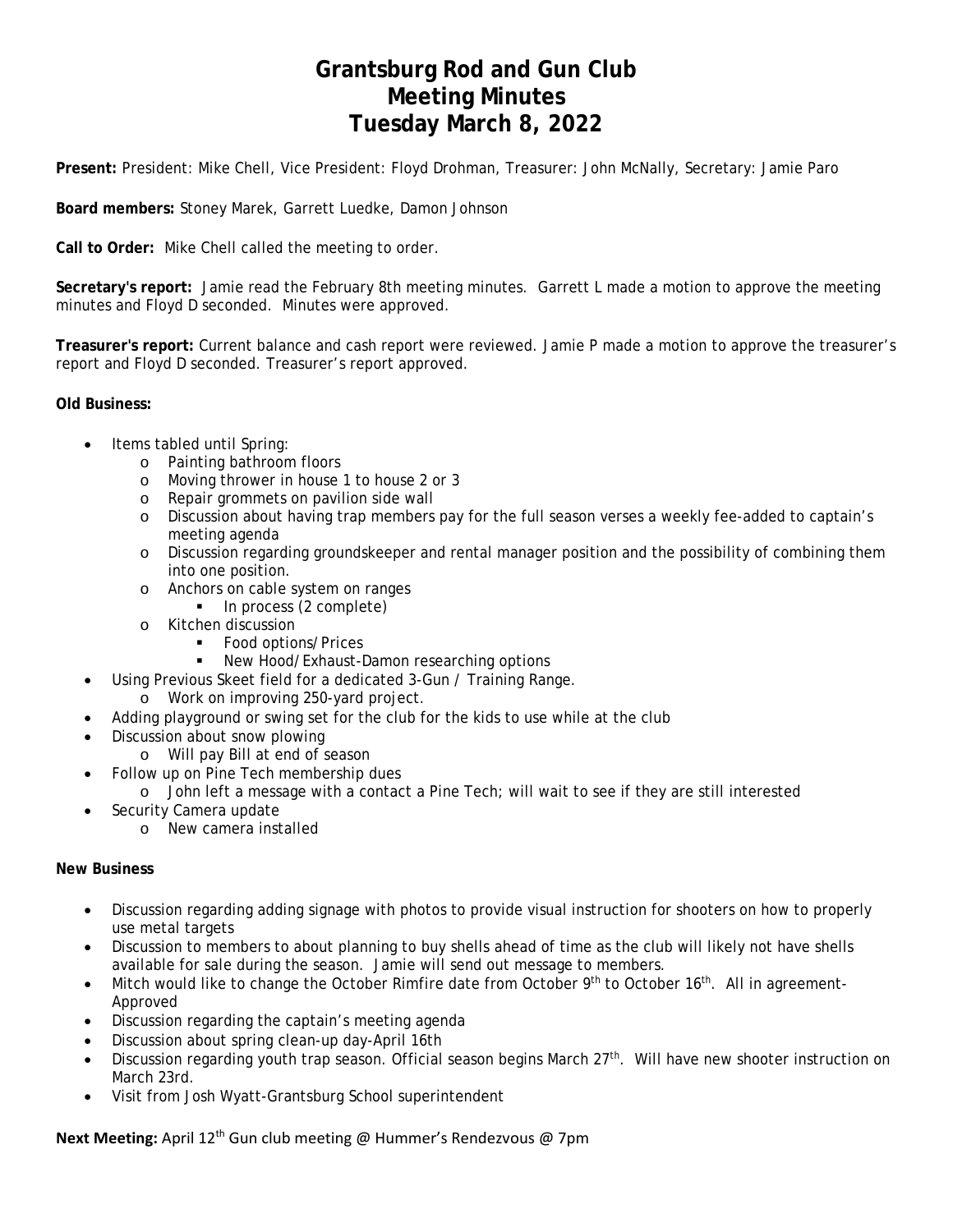# Grantsburg Rod and Gun Club
# Meeting Minutes
# Tuesday March 8, 2022

**Present:** President: Mike Chell, Vice President: Floyd Drohman, Treasurer: John McNally, Secretary: Jamie Paro

**Board members:** Stoney Marek, Garrett Luedke, Damon Johnson

**Call to Order:** Mike Chell called the meeting to order.

**Secretary's report:** Jamie read the February 8th meeting minutes. Garrett L made a motion to approve the meeting minutes and Floyd D seconded. Minutes were approved.

**Treasurer's report:** Current balance and cash report were reviewed. Jamie P made a motion to approve the treasurer's report and Floyd D seconded. Treasurer's report approved.

**Old Business:**

- Items tabled until Spring:
  - Painting bathroom floors
  - Moving thrower in house 1 to house 2 or 3
  - Repair grommets on pavilion side wall
  - Discussion about having trap members pay for the full season verses a weekly fee-added to captain's meeting agenda
  - Discussion regarding groundskeeper and rental manager position and the possibility of combining them into one position.
  - Anchors on cable system on ranges
    - In process (2 complete)
  - Kitchen discussion
    - Food options/Prices
    - New Hood/Exhaust-Damon researching options
- Using Previous Skeet field for a dedicated 3-Gun / Training Range.
  - Work on improving 250-yard project.
- Adding playground or swing set for the club for the kids to use while at the club
- Discussion about snow plowing
  - Will pay Bill at end of season
- Follow up on Pine Tech membership dues
  - John left a message with a contact a Pine Tech; will wait to see if they are still interested
- Security Camera update
  - New camera installed

**New Business**

- Discussion regarding adding signage with photos to provide visual instruction for shooters on how to properly use metal targets
- Discussion to members to about planning to buy shells ahead of time as the club will likely not have shells available for sale during the season. Jamie will send out message to members.
- Mitch would like to change the October Rimfire date from October 9th to October 16th. All in agreement-Approved
- Discussion regarding the captain's meeting agenda
- Discussion about spring clean-up day-April 16th
- Discussion regarding youth trap season. Official season begins March 27th. Will have new shooter instruction on March 23rd.
- Visit from Josh Wyatt-Grantsburg School superintendent

**Next Meeting:** April 12th Gun club meeting @ Hummer's Rendezvous @ 7pm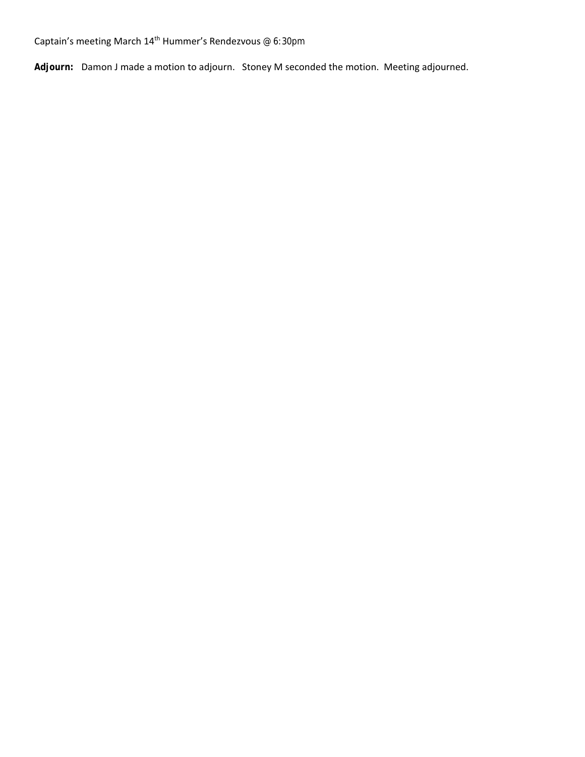Captain's meeting March 14$^{th}$ Hummer's Rendezvous @ 6:30pm

**Adjourn:** Damon J made a motion to adjourn. Stoney M seconded the motion. Meeting adjourned.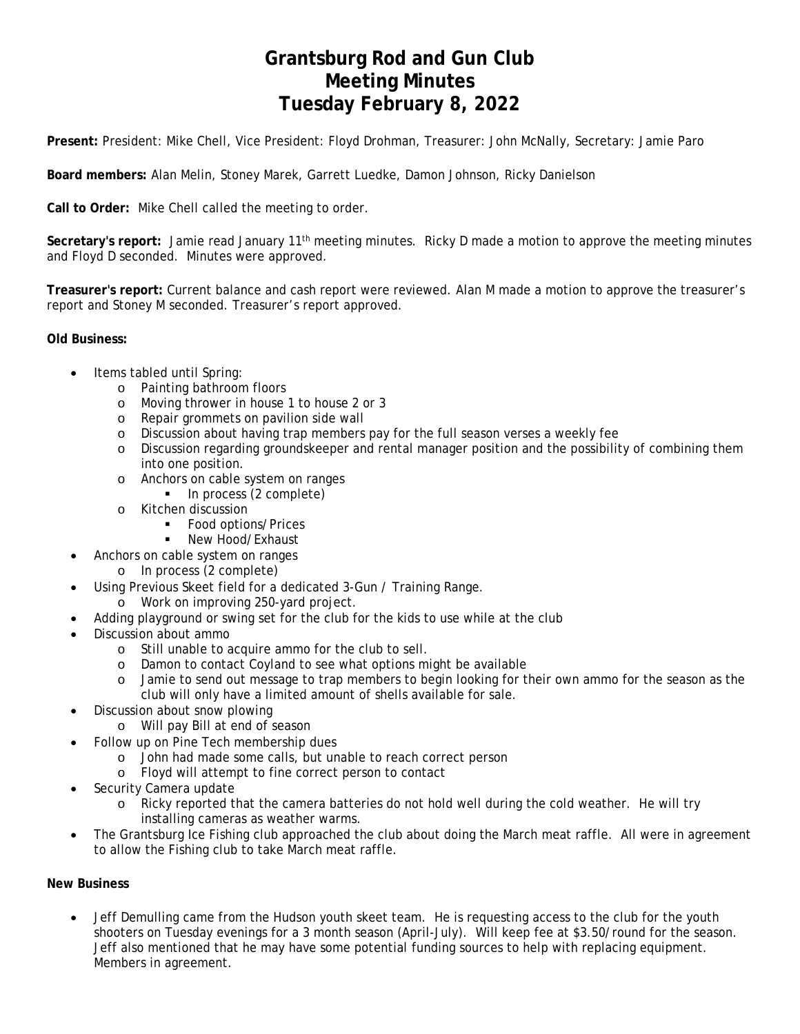# Grantsburg Rod and Gun Club
# Meeting Minutes
# Tuesday February 8, 2022

**Present:** President: Mike Chell, Vice President: Floyd Drohman, Treasurer: John McNally, Secretary: Jamie Paro

**Board members:** Alan Melin, Stoney Marek, Garrett Luedke, Damon Johnson, Ricky Danielson

**Call to Order:** Mike Chell called the meeting to order.

**Secretary's report:** Jamie read January 11th meeting minutes. Ricky D made a motion to approve the meeting minutes and Floyd D seconded. Minutes were approved.

**Treasurer's report:** Current balance and cash report were reviewed. Alan M made a motion to approve the treasurer's report and Stoney M seconded. Treasurer's report approved.

**Old Business:**

- Items tabled until Spring:
  - Painting bathroom floors
  - Moving thrower in house 1 to house 2 or 3
  - Repair grommets on pavilion side wall
  - Discussion about having trap members pay for the full season verses a weekly fee
  - Discussion regarding groundskeeper and rental manager position and the possibility of combining them into one position.
  - Anchors on cable system on ranges
    - In process (2 complete)
  - Kitchen discussion
    - Food options/Prices
    - New Hood/Exhaust
- Anchors on cable system on ranges
  - In process (2 complete)
- Using Previous Skeet field for a dedicated 3-Gun / Training Range.
  - Work on improving 250-yard project.
- Adding playground or swing set for the club for the kids to use while at the club
- Discussion about ammo
  - Still unable to acquire ammo for the club to sell.
  - Damon to contact Coyland to see what options might be available
  - Jamie to send out message to trap members to begin looking for their own ammo for the season as the club will only have a limited amount of shells available for sale.
- Discussion about snow plowing
  - Will pay Bill at end of season
- Follow up on Pine Tech membership dues
  - John had made some calls, but unable to reach correct person
  - Floyd will attempt to fine correct person to contact
- Security Camera update
  - Ricky reported that the camera batteries do not hold well during the cold weather. He will try installing cameras as weather warms.
- The Grantsburg Ice Fishing club approached the club about doing the March meat raffle. All were in agreement to allow the Fishing club to take March meat raffle.

**New Business**

- Jeff Demulling came from the Hudson youth skeet team. He is requesting access to the club for the youth shooters on Tuesday evenings for a 3 month season (April-July). Will keep fee at $3.50/round for the season. Jeff also mentioned that he may have some potential funding sources to help with replacing equipment. Members in agreement.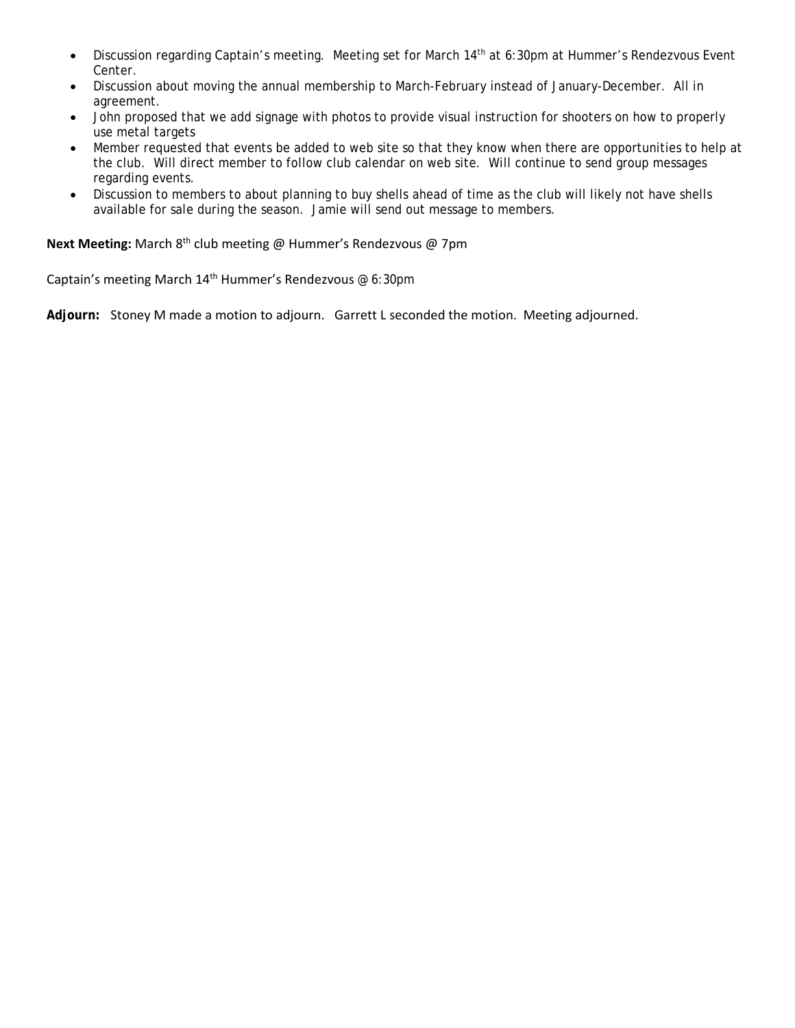- Discussion regarding Captain's meeting. Meeting set for March 14th at 6:30pm at Hummer's Rendezvous Event Center.
- Discussion about moving the annual membership to March-February instead of January-December. All in agreement.
- John proposed that we add signage with photos to provide visual instruction for shooters on how to properly use metal targets
- Member requested that events be added to web site so that they know when there are opportunities to help at the club. Will direct member to follow club calendar on web site. Will continue to send group messages regarding events.
- Discussion to members to about planning to buy shells ahead of time as the club will likely not have shells available for sale during the season. Jamie will send out message to members.

**Next Meeting:** March 8th club meeting @ Hummer's Rendezvous @ 7pm

Captain's meeting March 14th Hummer's Rendezvous @ 6:30pm

**Adjourn:** Stoney M made a motion to adjourn. Garrett L seconded the motion. Meeting adjourned.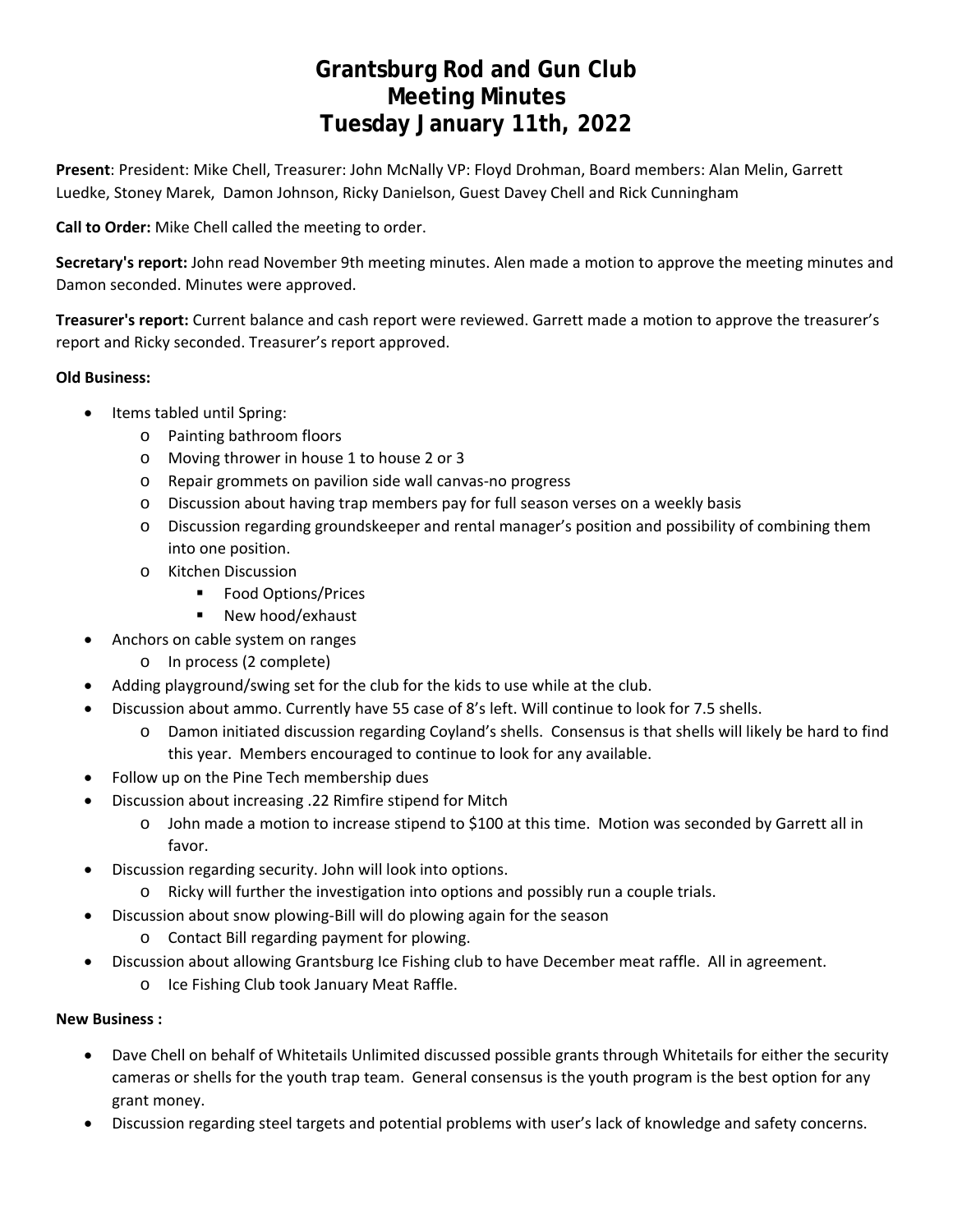# Grantsburg Rod and Gun Club
# Meeting Minutes
# Tuesday January 11th, 2022

**Present**: President: Mike Chell, Treasurer: John McNally VP: Floyd Drohman, Board members: Alan Melin, Garrett Luedke, Stoney Marek, Damon Johnson, Ricky Danielson, Guest Davey Chell and Rick Cunningham

**Call to Order:** Mike Chell called the meeting to order.

**Secretary's report:** John read November 9th meeting minutes. Alen made a motion to approve the meeting minutes and Damon seconded. Minutes were approved.

**Treasurer's report:** Current balance and cash report were reviewed. Garrett made a motion to approve the treasurer's report and Ricky seconded. Treasurer's report approved.

**Old Business:**

- Items tabled until Spring:
  - Painting bathroom floors
  - Moving thrower in house 1 to house 2 or 3
  - Repair grommets on pavilion side wall canvas-no progress
  - Discussion about having trap members pay for full season verses on a weekly basis
  - Discussion regarding groundskeeper and rental manager's position and possibility of combining them into one position.
  - Kitchen Discussion
    - Food Options/Prices
    - New hood/exhaust
- Anchors on cable system on ranges
  - In process (2 complete)
- Adding playground/swing set for the club for the kids to use while at the club.
- Discussion about ammo. Currently have 55 case of 8's left. Will continue to look for 7.5 shells.
  - Damon initiated discussion regarding Coyland's shells. Consensus is that shells will likely be hard to find this year. Members encouraged to continue to look for any available.
- Follow up on the Pine Tech membership dues
- Discussion about increasing .22 Rimfire stipend for Mitch
  - John made a motion to increase stipend to $100 at this time. Motion was seconded by Garrett all in favor.
- Discussion regarding security. John will look into options.
  - Ricky will further the investigation into options and possibly run a couple trials.
- Discussion about snow plowing-Bill will do plowing again for the season
  - Contact Bill regarding payment for plowing.
- Discussion about allowing Grantsburg Ice Fishing club to have December meat raffle. All in agreement.
  - Ice Fishing Club took January Meat Raffle.

**New Business :**

- Dave Chell on behalf of Whitetails Unlimited discussed possible grants through Whitetails for either the security cameras or shells for the youth trap team. General consensus is the youth program is the best option for any grant money.
- Discussion regarding steel targets and potential problems with user's lack of knowledge and safety concerns.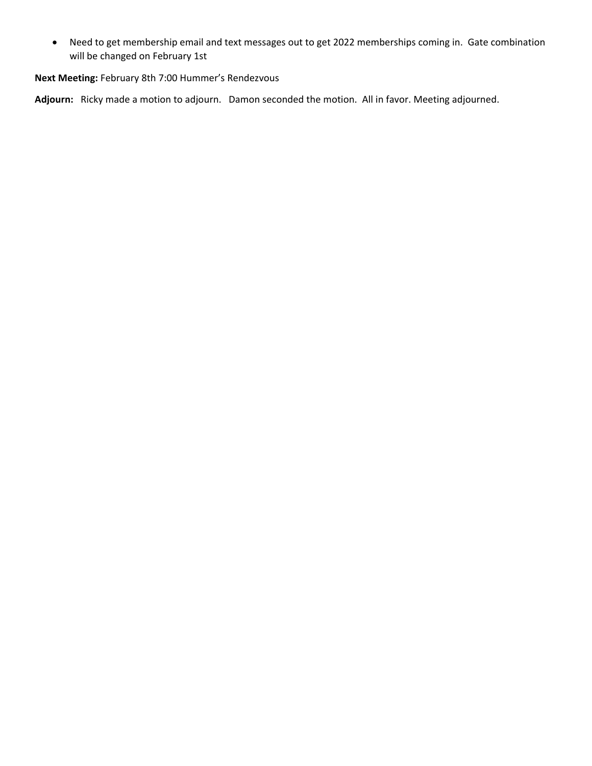- Need to get membership email and text messages out to get 2022 memberships coming in. Gate combination will be changed on February 1st

**Next Meeting:** February 8th 7:00 Hummer's Rendezvous

**Adjourn:** Ricky made a motion to adjourn. Damon seconded the motion. All in favor. Meeting adjourned.